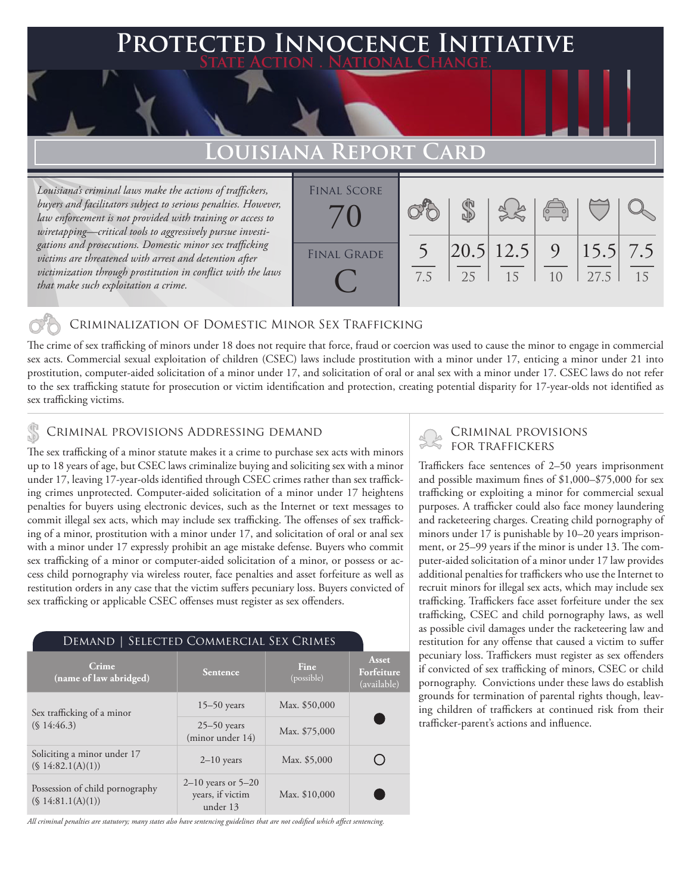# Protected Innocence Initiative

State Action . National Change.

## Louisiana Report Card

*Louisiana's criminal laws make the actions of traffickers, buyers and facilitators subject to serious penalties. However, law enforcement is not provided with training or access to wiretapping—critical tools to aggressively pursue investigations and prosecutions. Domestic minor sex trafficking victims are threatened with arrest and detention after victimization through prostitution in conflict with the laws that make such exploitation a crime.*

| Final Score | Final Grade |
|---|---|
| 70 | C |

| Criminalization of Domestic Minor Sex Trafficking | Criminal Provisions Addressing Demand | Criminal Provisions for Traffickers | Criminal Provisions for Facilitators | Protective Provisions for the Child Victims | Criminal Justice Tools for Investigation and Prosecutions |
|---|---|---|---|---|---|
| 5 / 7.5 | 20.5 / 25 | 12.5 / 15 | 9 / 10 | 15.5 / 27.5 | 7.5 / 15 |

### Criminalization of Domestic Minor Sex Trafficking

The crime of sex trafficking of minors under 18 does not require that force, fraud or coercion was used to cause the minor to engage in commercial sex acts. Commercial sexual exploitation of children (CSEC) laws include prostitution with a minor under 17, enticing a minor under 21 into prostitution, computer-aided solicitation of a minor under 17, and solicitation of oral or anal sex with a minor under 17. CSEC laws do not refer to the sex trafficking statute for prosecution or victim identification and protection, creating potential disparity for 17-year-olds not identified as sex trafficking victims.

### Criminal provisions Addressing demand

The sex trafficking of a minor statute makes it a crime to purchase sex acts with minors up to 18 years of age, but CSEC laws criminalize buying and soliciting sex with a minor under 17, leaving 17-year-olds identified through CSEC crimes rather than sex trafficking crimes unprotected. Computer-aided solicitation of a minor under 17 heightens penalties for buyers using electronic devices, such as the Internet or text messages to commit illegal sex acts, which may include sex trafficking. The offenses of sex trafficking of a minor, prostitution with a minor under 17, and solicitation of oral or anal sex with a minor under 17 expressly prohibit an age mistake defense. Buyers who commit sex trafficking of a minor or computer-aided solicitation of a minor, or possess or access child pornography via wireless router, face penalties and asset forfeiture as well as restitution orders in any case that the victim suffers pecuniary loss. Buyers convicted of sex trafficking or applicable CSEC offenses must register as sex offenders.

#### Demand | Selected Commercial Sex Crimes

| Crime (name of law abridged) | Sentence | Fine (possible) | Asset Forfeiture (available) |
|---|---|---|---|
| Sex trafficking of a minor (§ 14:46.3) | 15–50 years | Max. $50,000 | ● |
| | 25–50 years (minor under 14) | Max. $75,000 | |
| Soliciting a minor under 17 (§ 14:82.1(A)(1)) | 2–10 years | Max. $5,000 | ○ |
| Possession of child pornography (§ 14:81.1(A)(1)) | 2–10 years or 5–20 years, if victim under 13 | Max. $10,000 | ● |

*All criminal penalties are statutory; many states also have sentencing guidelines that are not codified which affect sentencing.*

### Criminal provisions for traffickers

Traffickers face sentences of 2–50 years imprisonment and possible maximum fines of $1,000–$75,000 for sex trafficking or exploiting a minor for commercial sexual purposes. A trafficker could also face money laundering and racketeering charges. Creating child pornography of minors under 17 is punishable by 10–20 years imprisonment, or 25–99 years if the minor is under 13. The computer-aided solicitation of a minor under 17 law provides additional penalties for traffickers who use the Internet to recruit minors for illegal sex acts, which may include sex trafficking. Traffickers face asset forfeiture under the sex trafficking, CSEC and child pornography laws, as well as possible civil damages under the racketeering law and restitution for any offense that caused a victim to suffer pecuniary loss. Traffickers must register as sex offenders if convicted of sex trafficking of minors, CSEC or child pornography. Convictions under these laws do establish grounds for termination of parental rights though, leaving children of traffickers at continued risk from their trafficker-parent's actions and influence.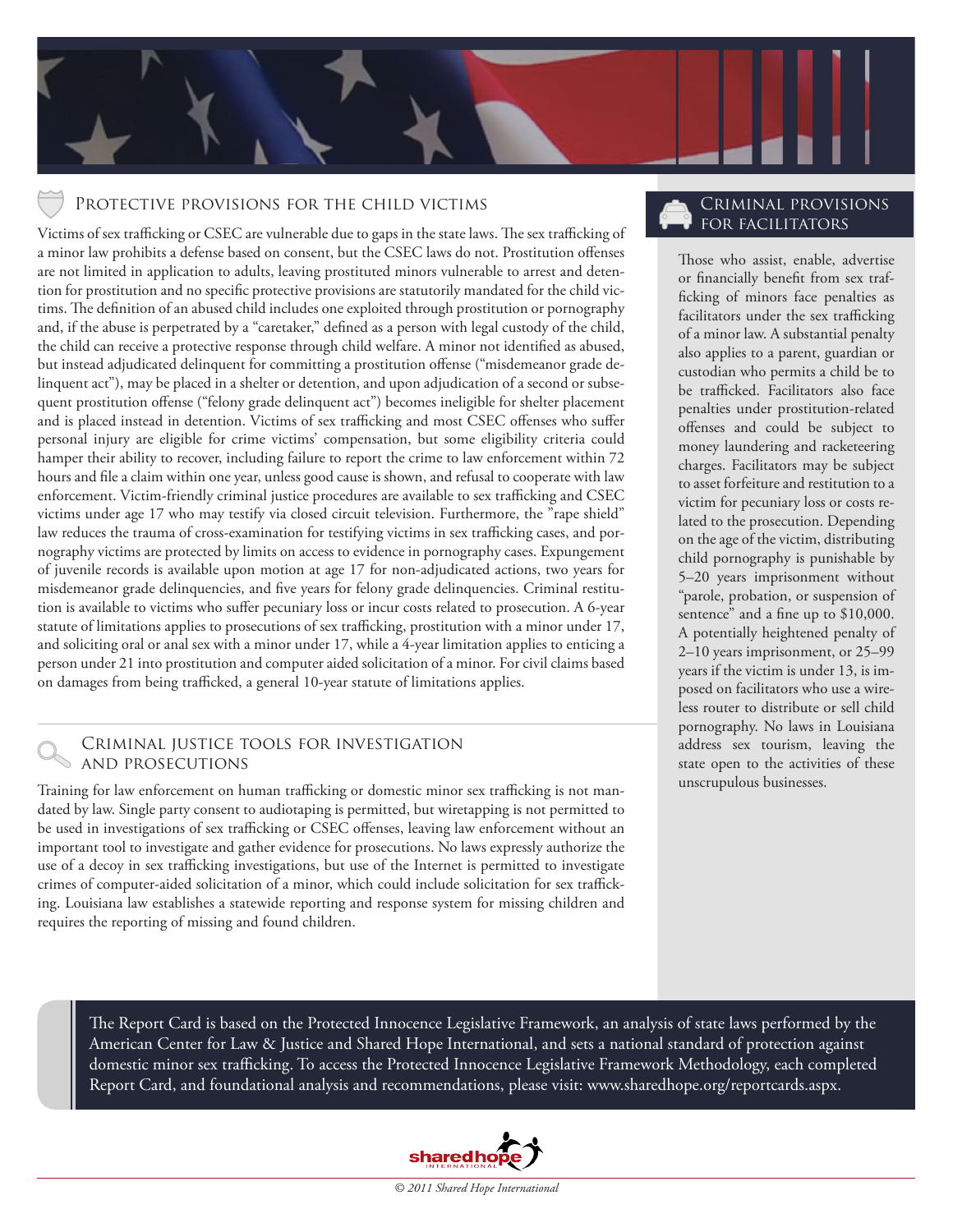## Protective provisions for the child victims

Victims of sex trafficking or CSEC are vulnerable due to gaps in the state laws. The sex trafficking of a minor law prohibits a defense based on consent, but the CSEC laws do not. Prostitution offenses are not limited in application to adults, leaving prostituted minors vulnerable to arrest and detention for prostitution and no specific protective provisions are statutorily mandated for the child victims. The definition of an abused child includes one exploited through prostitution or pornography and, if the abuse is perpetrated by a "caretaker," defined as a person with legal custody of the child, the child can receive a protective response through child welfare. A minor not identified as abused, but instead adjudicated delinquent for committing a prostitution offense ("misdemeanor grade delinquent act"), may be placed in a shelter or detention, and upon adjudication of a second or subsequent prostitution offense ("felony grade delinquent act") becomes ineligible for shelter placement and is placed instead in detention. Victims of sex trafficking and most CSEC offenses who suffer personal injury are eligible for crime victims' compensation, but some eligibility criteria could hamper their ability to recover, including failure to report the crime to law enforcement within 72 hours and file a claim within one year, unless good cause is shown, and refusal to cooperate with law enforcement. Victim-friendly criminal justice procedures are available to sex trafficking and CSEC victims under age 17 who may testify via closed circuit television. Furthermore, the "rape shield" law reduces the trauma of cross-examination for testifying victims in sex trafficking cases, and pornography victims are protected by limits on access to evidence in pornography cases. Expungement of juvenile records is available upon motion at age 17 for non-adjudicated actions, two years for misdemeanor grade delinquencies, and five years for felony grade delinquencies. Criminal restitution is available to victims who suffer pecuniary loss or incur costs related to prosecution. A 6-year statute of limitations applies to prosecutions of sex trafficking, prostitution with a minor under 17, and soliciting oral or anal sex with a minor under 17, while a 4-year limitation applies to enticing a person under 21 into prostitution and computer aided solicitation of a minor. For civil claims based on damages from being trafficked, a general 10-year statute of limitations applies.

## Criminal justice tools for investigation and prosecutions

Training for law enforcement on human trafficking or domestic minor sex trafficking is not mandated by law. Single party consent to audiotaping is permitted, but wiretapping is not permitted to be used in investigations of sex trafficking or CSEC offenses, leaving law enforcement without an important tool to investigate and gather evidence for prosecutions. No laws expressly authorize the use of a decoy in sex trafficking investigations, but use of the Internet is permitted to investigate crimes of computer-aided solicitation of a minor, which could include solicitation for sex trafficking. Louisiana law establishes a statewide reporting and response system for missing children and requires the reporting of missing and found children.

## Criminal provisions for facilitators

Those who assist, enable, advertise or financially benefit from sex trafficking of minors face penalties as facilitators under the sex trafficking of a minor law. A substantial penalty also applies to a parent, guardian or custodian who permits a child be to be trafficked. Facilitators also face penalties under prostitution-related offenses and could be subject to money laundering and racketeering charges. Facilitators may be subject to asset forfeiture and restitution to a victim for pecuniary loss or costs related to the prosecution. Depending on the age of the victim, distributing child pornography is punishable by 5–20 years imprisonment without "parole, probation, or suspension of sentence" and a fine up to $10,000. A potentially heightened penalty of 2–10 years imprisonment, or 25–99 years if the victim is under 13, is imposed on facilitators who use a wireless router to distribute or sell child pornography. No laws in Louisiana address sex tourism, leaving the state open to the activities of these unscrupulous businesses.

The Report Card is based on the Protected Innocence Legislative Framework, an analysis of state laws performed by the American Center for Law & Justice and Shared Hope International, and sets a national standard of protection against domestic minor sex trafficking. To access the Protected Innocence Legislative Framework Methodology, each completed Report Card, and foundational analysis and recommendations, please visit: www.sharedhope.org/reportcards.aspx.

*© 2011 Shared Hope International*